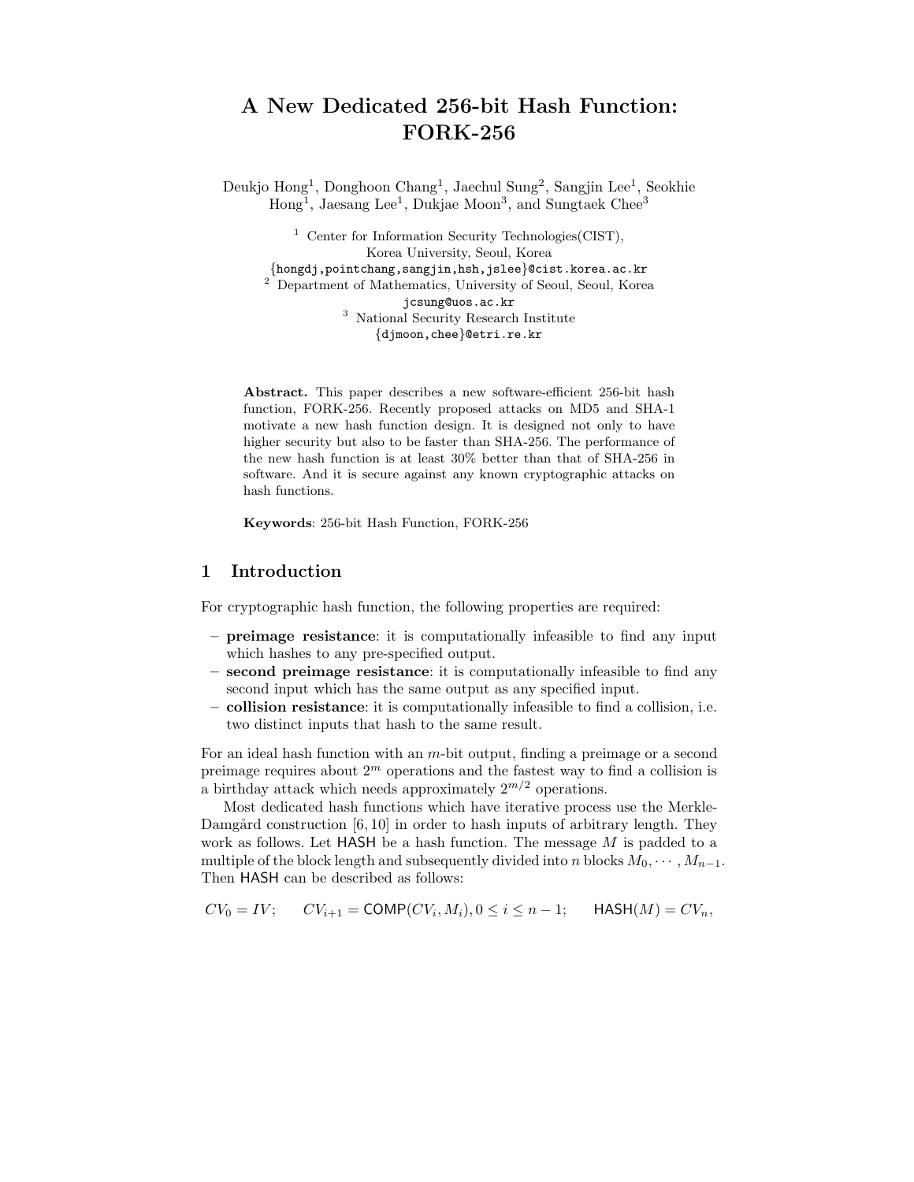# A New Dedicated 256-bit Hash Function: FORK-256

Deukjo Hong[1], Donghoon Chang[1], Jaechul Sung[2], Sangjin Lee[1], Seokhie Hong[1], Jaesang Lee[1], Dukjae Moon[3], and Sungtaek Chee[3]

[1] Center for Information Security Technologies(CIST), Korea University, Seoul, Korea
{hongdj,pointchang,sangjin,hsh,jslee}@cist.korea.ac.kr

[2] Department of Mathematics, University of Seoul, Seoul, Korea
jcsung@uos.ac.kr

[3] National Security Research Institute
{djmoon,chee}@etri.re.kr

**Abstract.** This paper describes a new software-efficient 256-bit hash function, FORK-256. Recently proposed attacks on MD5 and SHA-1 motivate a new hash function design. It is designed not only to have higher security but also to be faster than SHA-256. The performance of the new hash function is at least 30% better than that of SHA-256 in software. And it is secure against any known cryptographic attacks on hash functions.

**Keywords**: 256-bit Hash Function, FORK-256

## 1 Introduction

For cryptographic hash function, the following properties are required:

- **preimage resistance**: it is computationally infeasible to find any input which hashes to any pre-specified output.
- **second preimage resistance**: it is computationally infeasible to find any second input which has the same output as any specified input.
- **collision resistance**: it is computationally infeasible to find a collision, i.e. two distinct inputs that hash to the same result.

For an ideal hash function with an $m$-bit output, finding a preimage or a second preimage requires about $2^m$ operations and the fastest way to find a collision is a birthday attack which needs approximately $2^{m/2}$ operations.

Most dedicated hash functions which have iterative process use the Merkle-Damgård construction [6, 10] in order to hash inputs of arbitrary length. They work as follows. Let HASH be a hash function. The message $M$ is padded to a multiple of the block length and subsequently divided into $n$ blocks $M_0, \cdots, M_{n-1}$. Then HASH can be described as follows:

$$CV_0 = IV; \qquad CV_{i+1} = \mathsf{COMP}(CV_i, M_i), 0 \le i \le n-1; \qquad \mathsf{HASH}(M) = CV_n,$$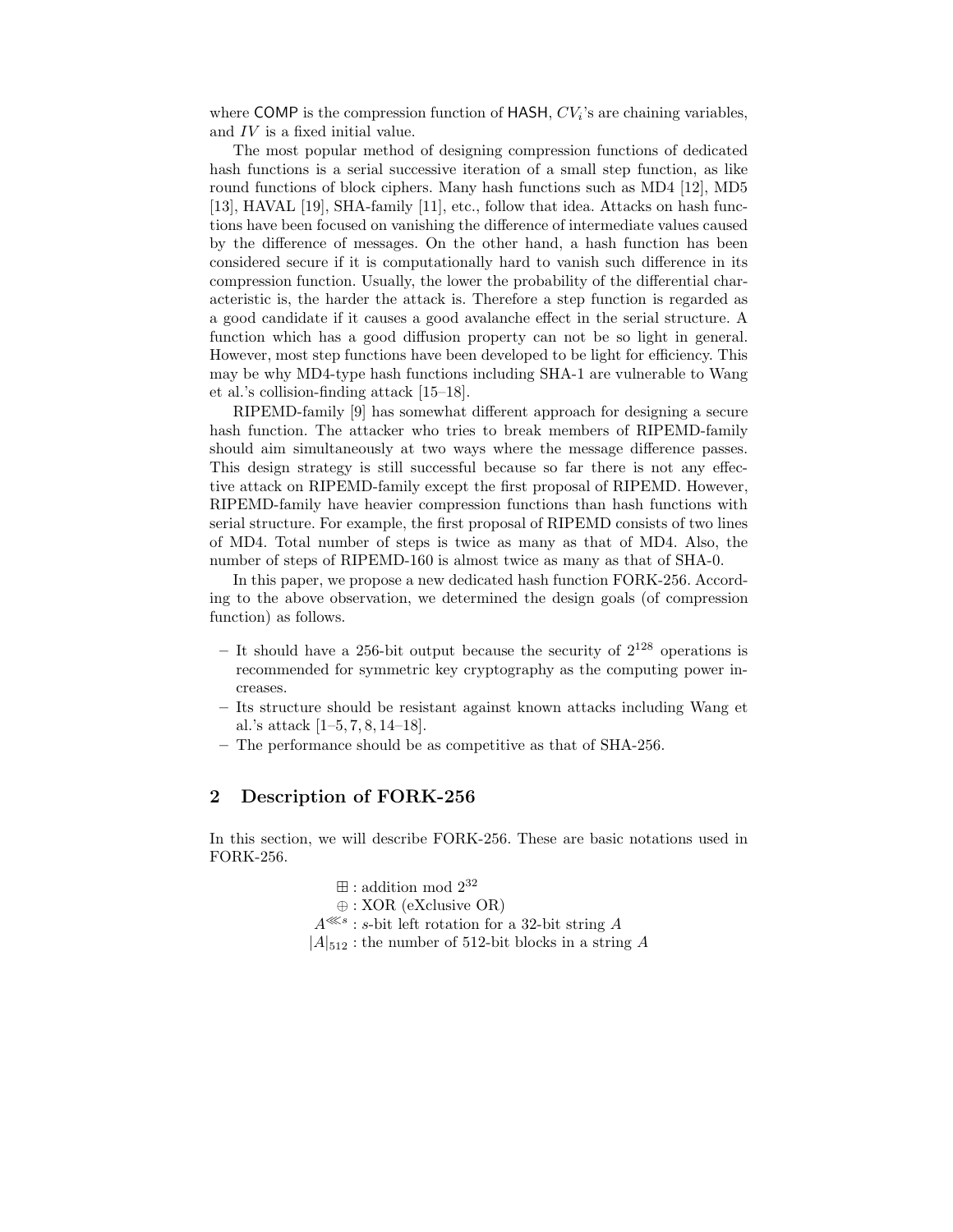where COMP is the compression function of HASH, $CV_i$'s are chaining variables, and $IV$ is a fixed initial value.

The most popular method of designing compression functions of dedicated hash functions is a serial successive iteration of a small step function, as like round functions of block ciphers. Many hash functions such as MD4 [12], MD5 [13], HAVAL [19], SHA-family [11], etc., follow that idea. Attacks on hash functions have been focused on vanishing the difference of intermediate values caused by the difference of messages. On the other hand, a hash function has been considered secure if it is computationally hard to vanish such difference in its compression function. Usually, the lower the probability of the differential characteristic is, the harder the attack is. Therefore a step function is regarded as a good candidate if it causes a good avalanche effect in the serial structure. A function which has a good diffusion property can not be so light in general. However, most step functions have been developed to be light for efficiency. This may be why MD4-type hash functions including SHA-1 are vulnerable to Wang et al.'s collision-finding attack [15–18].

RIPEMD-family [9] has somewhat different approach for designing a secure hash function. The attacker who tries to break members of RIPEMD-family should aim simultaneously at two ways where the message difference passes. This design strategy is still successful because so far there is not any effective attack on RIPEMD-family except the first proposal of RIPEMD. However, RIPEMD-family have heavier compression functions than hash functions with serial structure. For example, the first proposal of RIPEMD consists of two lines of MD4. Total number of steps is twice as many as that of MD4. Also, the number of steps of RIPEMD-160 is almost twice as many as that of SHA-0.

In this paper, we propose a new dedicated hash function FORK-256. According to the above observation, we determined the design goals (of compression function) as follows.

- It should have a 256-bit output because the security of $2^{128}$ operations is recommended for symmetric key cryptography as the computing power increases.
- Its structure should be resistant against known attacks including Wang et al.'s attack [1–5, 7, 8, 14–18].
- The performance should be as competitive as that of SHA-256.

## 2 Description of FORK-256

In this section, we will describe FORK-256. These are basic notations used in FORK-256.

$$\begin{aligned}
\boxplus &: \text{addition mod } 2^{32} \\
\oplus &: \text{XOR (eXclusive OR)} \\
A^{\lll s} &: s\text{-bit left rotation for a 32-bit string } A \\
|A|_{512} &: \text{the number of 512-bit blocks in a string } A
\end{aligned}$$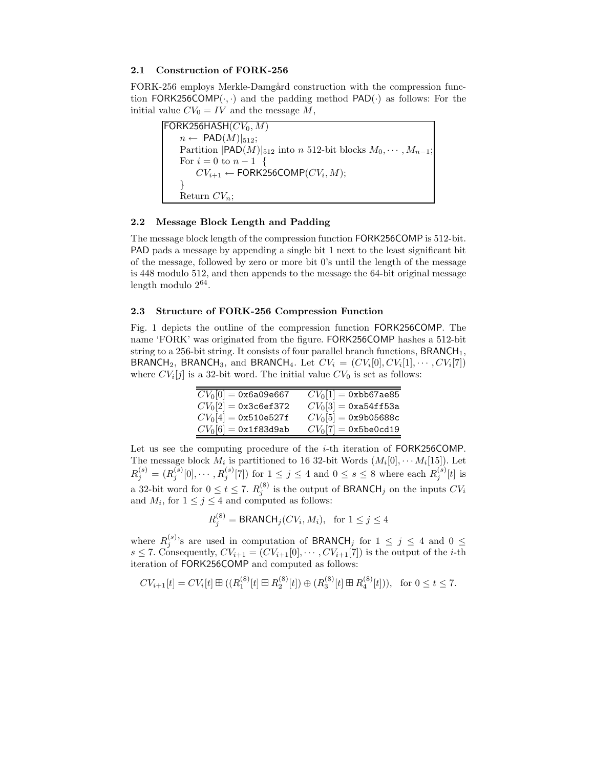### 2.1 Construction of FORK-256

FORK-256 employs Merkle-Damgård construction with the compression function $\mathsf{FORK256COMP}(\cdot,\cdot)$ and the padding method $\mathsf{PAD}(\cdot)$ as follows: For the initial value $CV_0 = IV$ and the message $M$,

```
FORK256HASH(CV_0, M)
    n ← |PAD(M)|_512;
    Partition |PAD(M)|_512 into n 512-bit blocks M_0, ··· , M_{n-1};
    For i = 0 to n − 1  {
        CV_{i+1} ← FORK256COMP(CV_i, M);
    }
    Return CV_n;
```

### 2.2 Message Block Length and Padding

The message block length of the compression function FORK256COMP is 512-bit. PAD pads a message by appending a single bit 1 next to the least significant bit of the message, followed by zero or more bit 0's until the length of the message is 448 modulo 512, and then appends to the message the 64-bit original message length modulo $2^{64}$.

### 2.3 Structure of FORK-256 Compression Function

Fig. 1 depicts the outline of the compression function FORK256COMP. The name 'FORK' was originated from the figure. FORK256COMP hashes a 512-bit string to a 256-bit string. It consists of four parallel branch functions, $\mathsf{BRANCH}_1$, $\mathsf{BRANCH}_2$, $\mathsf{BRANCH}_3$, and $\mathsf{BRANCH}_4$. Let $CV_i = (CV_i[0], CV_i[1], \cdots, CV_i[7])$ where $CV_i[j]$ is a 32-bit word. The initial value $CV_0$ is set as follows:

| | |
|---|---|
| $CV_0[0] =$ `0x6a09e667` | $CV_0[1] =$ `0xbb67ae85` |
| $CV_0[2] =$ `0x3c6ef372` | $CV_0[3] =$ `0xa54ff53a` |
| $CV_0[4] =$ `0x510e527f` | $CV_0[5] =$ `0x9b05688c` |
| $CV_0[6] =$ `0x1f83d9ab` | $CV_0[7] =$ `0x5be0cd19` |

Let us see the computing procedure of the $i$-th iteration of FORK256COMP. The message block $M_i$ is partitioned to 16 32-bit Words $(M_i[0], \cdots M_i[15])$. Let $R_j^{(s)} = (R_j^{(s)}[0], \cdots, R_j^{(s)}[7])$ for $1 \leq j \leq 4$ and $0 \leq s \leq 8$ where each $R_j^{(s)}[t]$ is a 32-bit word for $0 \leq t \leq 7$. $R_j^{(8)}$ is the output of $\mathsf{BRANCH}_j$ on the inputs $CV_i$ and $M_i$, for $1 \leq j \leq 4$ and computed as follows:

$$R_j^{(8)} = \mathsf{BRANCH}_j(CV_i, M_i), \quad \text{for } 1 \leq j \leq 4$$

where $R_j^{(s)}$'s are used in computation of $\mathsf{BRANCH}_j$ for $1 \leq j \leq 4$ and $0 \leq s \leq 7$. Consequently, $CV_{i+1} = (CV_{i+1}[0], \cdots, CV_{i+1}[7])$ is the output of the $i$-th iteration of FORK256COMP and computed as follows:

$$CV_{i+1}[t] = CV_i[t] \boxplus ((R_1^{(8)}[t] \boxplus R_2^{(8)}[t]) \oplus (R_3^{(8)}[t] \boxplus R_4^{(8)}[t])), \quad \text{for } 0 \leq t \leq 7.$$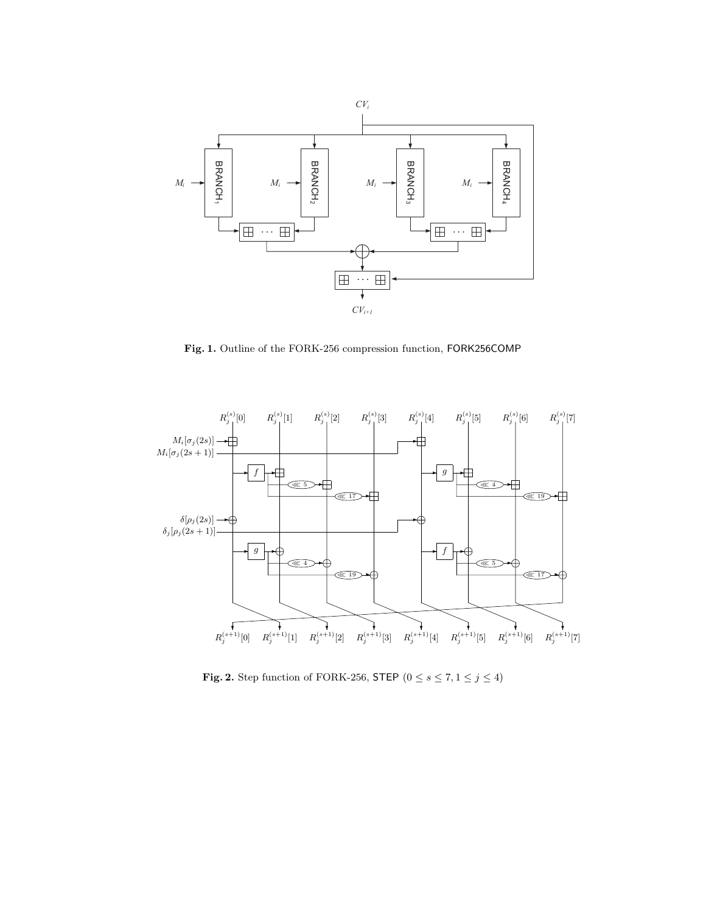**Fig. 1.** Outline of the FORK-256 compression function, FORK256COMP

**Fig. 2.** Step function of FORK-256, STEP $(0 \leq s \leq 7, 1 \leq j \leq 4)$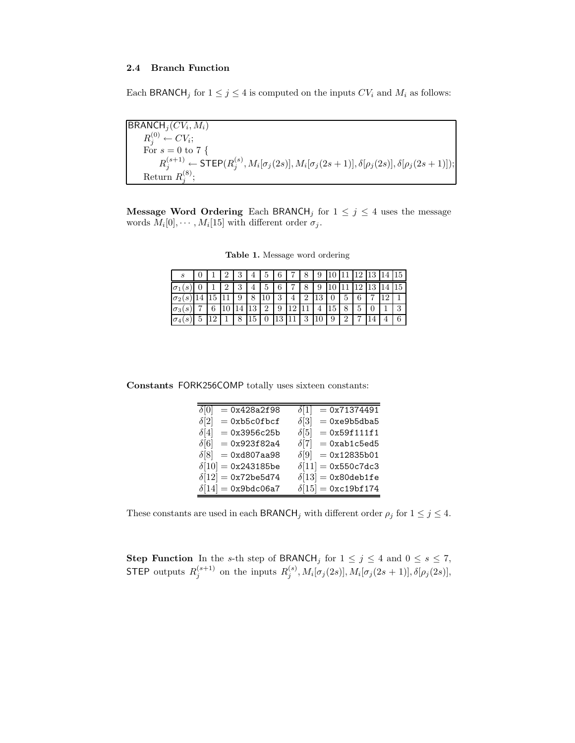### 2.4 Branch Function

Each $\mathsf{BRANCH}_j$ for $1 \le j \le 4$ is computed on the inputs $CV_i$ and $M_i$ as follows:

$\mathsf{BRANCH}_j(CV_i, M_i)$

$R_j^{(0)} \leftarrow CV_i$;

For $s = 0$ to $7$ {

$R_j^{(s+1)} \leftarrow \mathsf{STEP}(R_j^{(s)}, M_i[\sigma_j(2s)], M_i[\sigma_j(2s+1)], \delta[\rho_j(2s)], \delta[\rho_j(2s+1)]);$

Return $R_j^{(8)}$;

**Message Word Ordering** Each $\mathsf{BRANCH}_j$ for $1 \le j \le 4$ uses the message words $M_i[0], \cdots, M_i[15]$ with different order $\sigma_j$.

**Table 1.** Message word ordering

| $s$ | 0 | 1 | 2 | 3 | 4 | 5 | 6 | 7 | 8 | 9 | 10 | 11 | 12 | 13 | 14 | 15 |
|---|---|---|---|---|---|---|---|---|---|---|---|---|---|---|---|---|
| $\sigma_1(s)$ | 0 | 1 | 2 | 3 | 4 | 5 | 6 | 7 | 8 | 9 | 10 | 11 | 12 | 13 | 14 | 15 |
| $\sigma_2(s)$ | 14 | 15 | 11 | 9 | 8 | 10 | 3 | 4 | 2 | 13 | 0 | 5 | 6 | 7 | 12 | 1 |
| $\sigma_3(s)$ | 7 | 6 | 10 | 14 | 13 | 2 | 9 | 12 | 11 | 4 | 15 | 8 | 5 | 0 | 1 | 3 |
| $\sigma_4(s)$ | 5 | 12 | 1 | 8 | 15 | 0 | 13 | 11 | 3 | 10 | 9 | 2 | 7 | 14 | 4 | 6 |

**Constants** FORK256COMP totally uses sixteen constants:

| | |
|---|---|
| $\delta[0] = $ `0x428a2f98` | $\delta[1] = $ `0x71374491` |
| $\delta[2] = $ `0xb5c0fbcf` | $\delta[3] = $ `0xe9b5dba5` |
| $\delta[4] = $ `0x3956c25b` | $\delta[5] = $ `0x59f111f1` |
| $\delta[6] = $ `0x923f82a4` | $\delta[7] = $ `0xab1c5ed5` |
| $\delta[8] = $ `0xd807aa98` | $\delta[9] = $ `0x12835b01` |
| $\delta[10] = $ `0x243185be` | $\delta[11] = $ `0x550c7dc3` |
| $\delta[12] = $ `0x72be5d74` | $\delta[13] = $ `0x80deb1fe` |
| $\delta[14] = $ `0x9bdc06a7` | $\delta[15] = $ `0xc19bf174` |

These constants are used in each $\mathsf{BRANCH}_j$ with different order $\rho_j$ for $1 \le j \le 4$.

**Step Function** In the $s$-th step of $\mathsf{BRANCH}_j$ for $1 \le j \le 4$ and $0 \le s \le 7$, $\mathsf{STEP}$ outputs $R_j^{(s+1)}$ on the inputs $R_j^{(s)}, M_i[\sigma_j(2s)], M_i[\sigma_j(2s+1)], \delta[\rho_j(2s)],$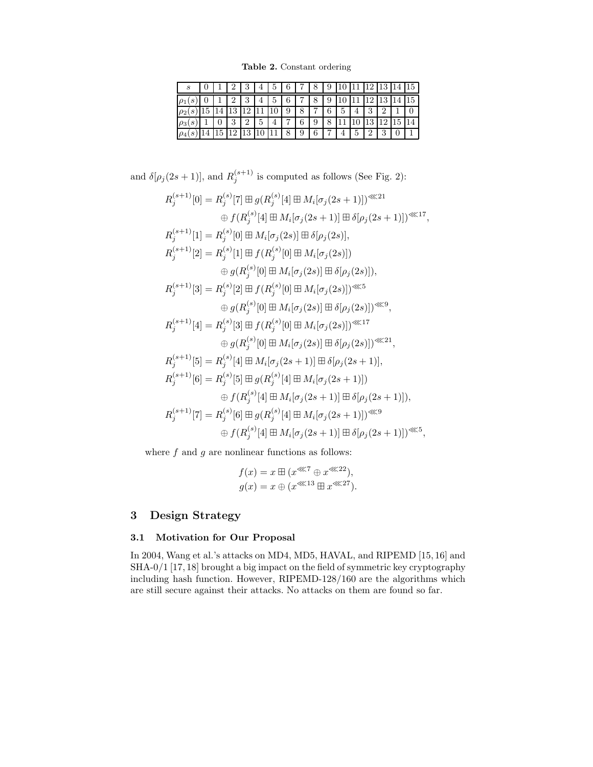**Table 2.** Constant ordering

| $s$ | 0 | 1 | 2 | 3 | 4 | 5 | 6 | 7 | 8 | 9 | 10 | 11 | 12 | 13 | 14 | 15 |
|---|---|---|---|---|---|---|---|---|---|---|---|---|---|---|---|---|
| $\rho_1(s)$ | 0 | 1 | 2 | 3 | 4 | 5 | 6 | 7 | 8 | 9 | 10 | 11 | 12 | 13 | 14 | 15 |
| $\rho_2(s)$ | 15 | 14 | 13 | 12 | 11 | 10 | 9 | 8 | 7 | 6 | 5 | 4 | 3 | 2 | 1 | 0 |
| $\rho_3(s)$ | 1 | 0 | 3 | 2 | 5 | 4 | 7 | 6 | 9 | 8 | 11 | 10 | 13 | 12 | 15 | 14 |
| $\rho_4(s)$ | 14 | 15 | 12 | 13 | 10 | 11 | 8 | 9 | 6 | 7 | 4 | 5 | 2 | 3 | 0 | 1 |

and $\delta[\rho_j(2s+1)]$, and $R_j^{(s+1)}$ is computed as follows (See Fig. 2):

$$
\begin{aligned}
R_j^{(s+1)}[0] &= R_j^{(s)}[7] \boxplus g(R_j^{(s)}[4] \boxplus M_i[\sigma_j(2s+1)])^{\lll 21} \\
&\quad \oplus f(R_j^{(s)}[4] \boxplus M_i[\sigma_j(2s+1)] \boxplus \delta[\rho_j(2s+1)])^{\lll 17}, \\
R_j^{(s+1)}[1] &= R_j^{(s)}[0] \boxplus M_i[\sigma_j(2s)] \boxplus \delta[\rho_j(2s)], \\
R_j^{(s+1)}[2] &= R_j^{(s)}[1] \boxplus f(R_j^{(s)}[0] \boxplus M_i[\sigma_j(2s)]) \\
&\quad \oplus g(R_j^{(s)}[0] \boxplus M_i[\sigma_j(2s)] \boxplus \delta[\rho_j(2s)]), \\
R_j^{(s+1)}[3] &= R_j^{(s)}[2] \boxplus f(R_j^{(s)}[0] \boxplus M_i[\sigma_j(2s)])^{\lll 5} \\
&\quad \oplus g(R_j^{(s)}[0] \boxplus M_i[\sigma_j(2s)] \boxplus \delta[\rho_j(2s)])^{\lll 9}, \\
R_j^{(s+1)}[4] &= R_j^{(s)}[3] \boxplus f(R_j^{(s)}[0] \boxplus M_i[\sigma_j(2s)])^{\lll 17} \\
&\quad \oplus g(R_j^{(s)}[0] \boxplus M_i[\sigma_j(2s)] \boxplus \delta[\rho_j(2s)])^{\lll 21}, \\
R_j^{(s+1)}[5] &= R_j^{(s)}[4] \boxplus M_i[\sigma_j(2s+1)] \boxplus \delta[\rho_j(2s+1)], \\
R_j^{(s+1)}[6] &= R_j^{(s)}[5] \boxplus g(R_j^{(s)}[4] \boxplus M_i[\sigma_j(2s+1)]) \\
&\quad \oplus f(R_j^{(s)}[4] \boxplus M_i[\sigma_j(2s+1)] \boxplus \delta[\rho_j(2s+1)]), \\
R_j^{(s+1)}[7] &= R_j^{(s)}[6] \boxplus g(R_j^{(s)}[4] \boxplus M_i[\sigma_j(2s+1)])^{\lll 9} \\
&\quad \oplus f(R_j^{(s)}[4] \boxplus M_i[\sigma_j(2s+1)] \boxplus \delta[\rho_j(2s+1)])^{\lll 5},
\end{aligned}
$$

where $f$ and $g$ are nonlinear functions as follows:

$$
\begin{aligned}
f(x) &= x \boxplus (x^{\lll 7} \oplus x^{\lll 22}), \\
g(x) &= x \oplus (x^{\lll 13} \boxplus x^{\lll 27}).
\end{aligned}
$$

## 3 Design Strategy

### 3.1 Motivation for Our Proposal

In 2004, Wang et al.'s attacks on MD4, MD5, HAVAL, and RIPEMD [15, 16] and SHA-0/1 [17, 18] brought a big impact on the field of symmetric key cryptography including hash function. However, RIPEMD-128/160 are the algorithms which are still secure against their attacks. No attacks on them are found so far.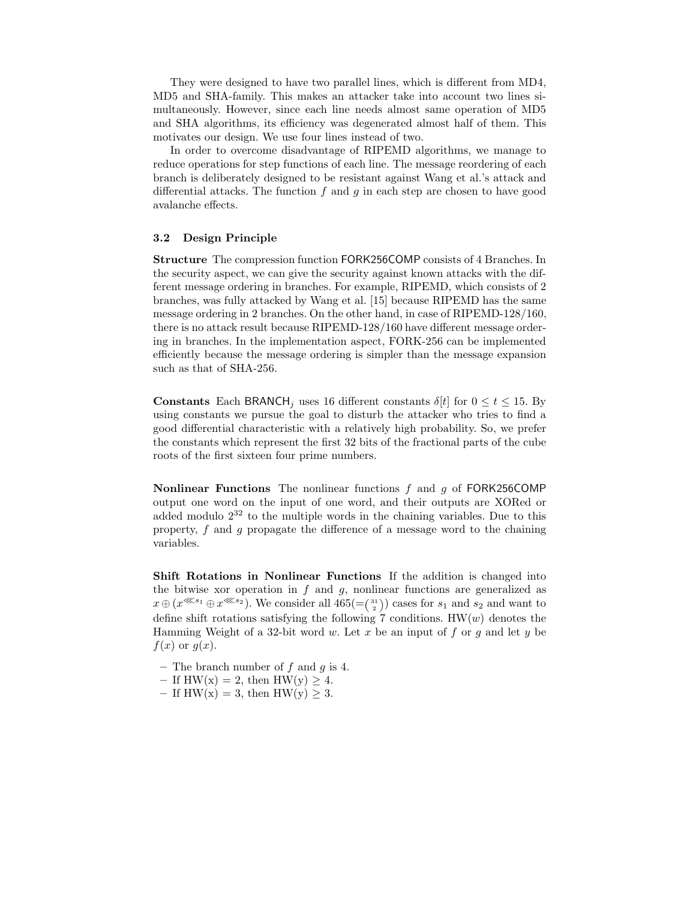They were designed to have two parallel lines, which is different from MD4, MD5 and SHA-family. This makes an attacker take into account two lines simultaneously. However, since each line needs almost same operation of MD5 and SHA algorithms, its efficiency was degenerated almost half of them. This motivates our design. We use four lines instead of two.

In order to overcome disadvantage of RIPEMD algorithms, we manage to reduce operations for step functions of each line. The message reordering of each branch is deliberately designed to be resistant against Wang et al.'s attack and differential attacks. The function $f$ and $g$ in each step are chosen to have good avalanche effects.

### 3.2 Design Principle

**Structure** The compression function FORK256COMP consists of 4 Branches. In the security aspect, we can give the security against known attacks with the different message ordering in branches. For example, RIPEMD, which consists of 2 branches, was fully attacked by Wang et al. [15] because RIPEMD has the same message ordering in 2 branches. On the other hand, in case of RIPEMD-128/160, there is no attack result because RIPEMD-128/160 have different message ordering in branches. In the implementation aspect, FORK-256 can be implemented efficiently because the message ordering is simpler than the message expansion such as that of SHA-256.

**Constants** Each $\mathsf{BRANCH}_j$ uses 16 different constants $\delta[t]$ for $0 \leq t \leq 15$. By using constants we pursue the goal to disturb the attacker who tries to find a good differential characteristic with a relatively high probability. So, we prefer the constants which represent the first 32 bits of the fractional parts of the cube roots of the first sixteen four prime numbers.

**Nonlinear Functions** The nonlinear functions $f$ and $g$ of FORK256COMP output one word on the input of one word, and their outputs are XORed or added modulo $2^{32}$ to the multiple words in the chaining variables. Due to this property, $f$ and $g$ propagate the difference of a message word to the chaining variables.

**Shift Rotations in Nonlinear Functions** If the addition is changed into the bitwise xor operation in $f$ and $g$, nonlinear functions are generalized as $x \oplus (x^{\lll s_1} \oplus x^{\lll s_2})$. We consider all $465(=\binom{31}{2})$ cases for $s_1$ and $s_2$ and want to define shift rotations satisfying the following 7 conditions. $\mathrm{HW}(w)$ denotes the Hamming Weight of a 32-bit word $w$. Let $x$ be an input of $f$ or $g$ and let $y$ be $f(x)$ or $g(x)$.

- The branch number of $f$ and $g$ is 4.
- If $\mathrm{HW(x)} = 2$, then $\mathrm{HW(y)} \geq 4$.
- If $\mathrm{HW(x)} = 3$, then $\mathrm{HW(y)} \geq 3$.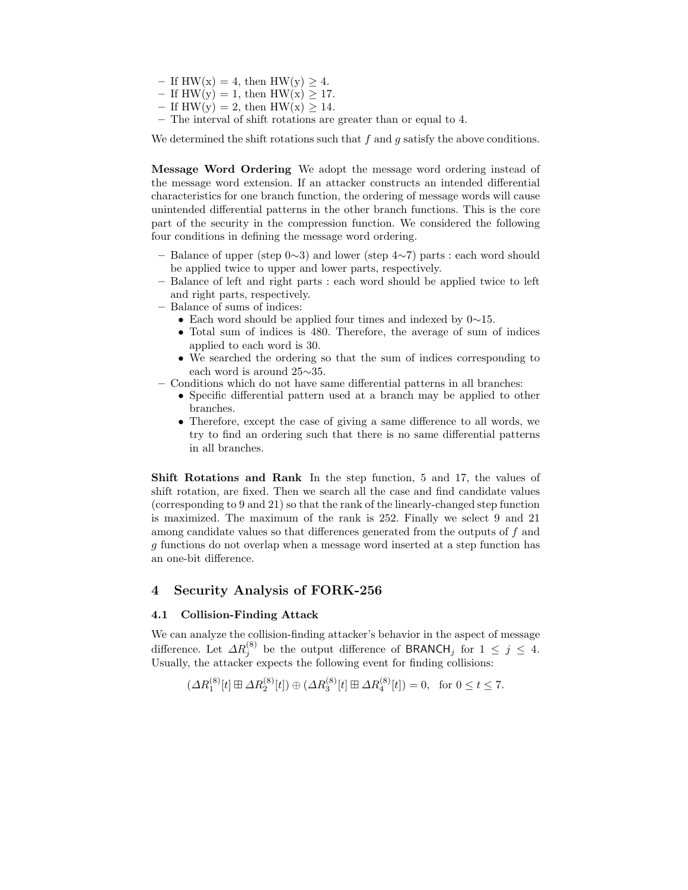- If HW(x) = 4, then HW(y) ≥ 4.
- If HW(y) = 1, then HW(x) ≥ 17.
- If HW(y) = 2, then HW(x) ≥ 14.
- The interval of shift rotations are greater than or equal to 4.

We determined the shift rotations such that $f$ and $g$ satisfy the above conditions.

**Message Word Ordering** We adopt the message word ordering instead of the message word extension. If an attacker constructs an intended differential characteristics for one branch function, the ordering of message words will cause unintended differential patterns in the other branch functions. This is the core part of the security in the compression function. We considered the following four conditions in defining the message word ordering.

- Balance of upper (step 0∼3) and lower (step 4∼7) parts : each word should be applied twice to upper and lower parts, respectively.
- Balance of left and right parts : each word should be applied twice to left and right parts, respectively.
- Balance of sums of indices:
  - Each word should be applied four times and indexed by 0∼15.
  - Total sum of indices is 480. Therefore, the average of sum of indices applied to each word is 30.
  - We searched the ordering so that the sum of indices corresponding to each word is around 25∼35.
- Conditions which do not have same differential patterns in all branches:
  - Specific differential pattern used at a branch may be applied to other branches.
  - Therefore, except the case of giving a same difference to all words, we try to find an ordering such that there is no same differential patterns in all branches.

**Shift Rotations and Rank** In the step function, 5 and 17, the values of shift rotation, are fixed. Then we search all the case and find candidate values (corresponding to 9 and 21) so that the rank of the linearly-changed step function is maximized. The maximum of the rank is 252. Finally we select 9 and 21 among candidate values so that differences generated from the outputs of $f$ and $g$ functions do not overlap when a message word inserted at a step function has an one-bit difference.

## 4 Security Analysis of FORK-256

### 4.1 Collision-Finding Attack

We can analyze the collision-finding attacker's behavior in the aspect of message difference. Let $\Delta R_j^{(8)}$ be the output difference of $\mathsf{BRANCH}_j$ for $1 \leq j \leq 4$. Usually, the attacker expects the following event for finding collisions:

$$(\Delta R_1^{(8)}[t] \boxplus \Delta R_2^{(8)}[t]) \oplus (\Delta R_3^{(8)}[t] \boxplus \Delta R_4^{(8)}[t]) = 0, \quad \text{for } 0 \leq t \leq 7.$$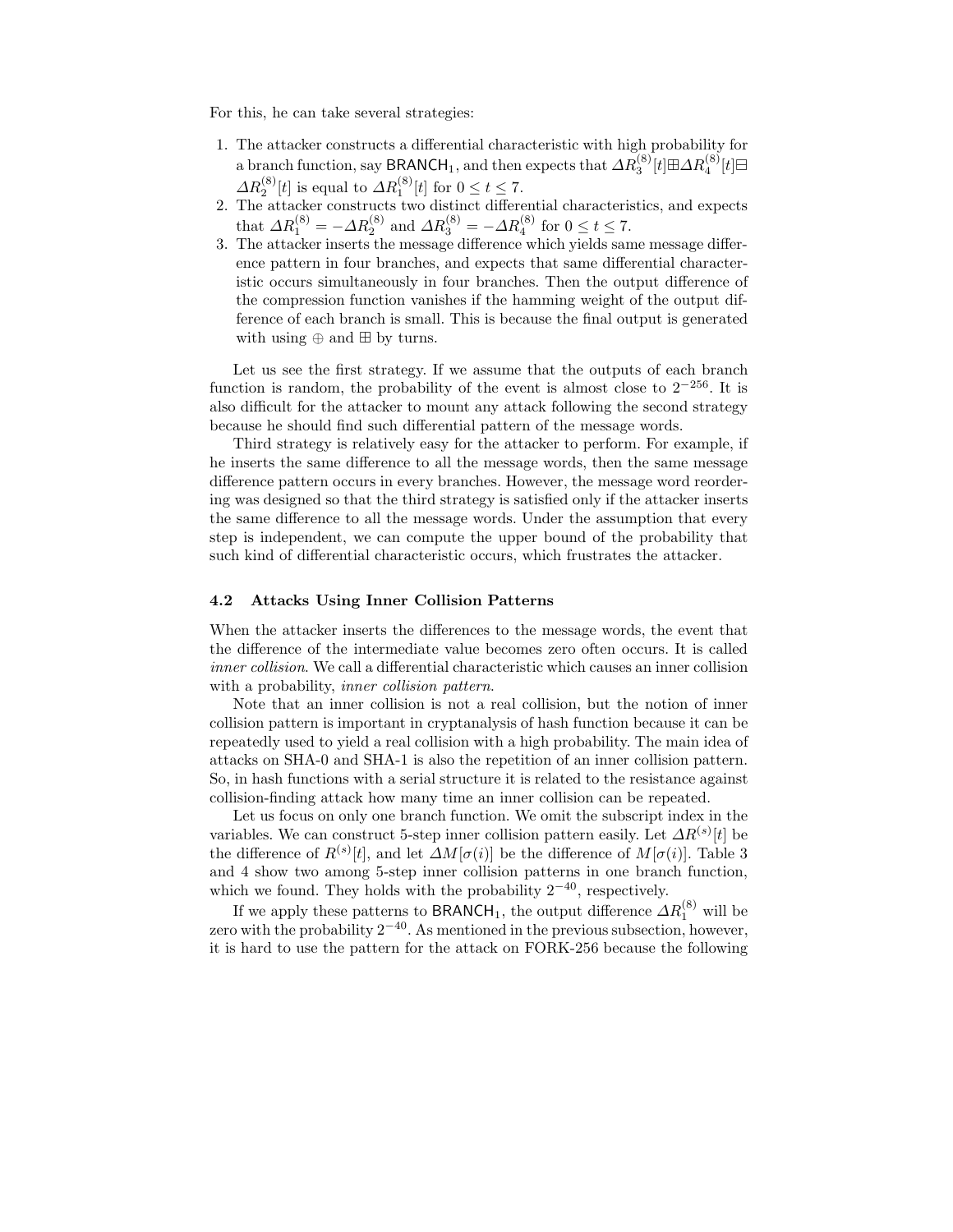For this, he can take several strategies:

1. The attacker constructs a differential characteristic with high probability for a branch function, say $\mathsf{BRANCH}_1$, and then expects that $\Delta R_3^{(8)}[t] \boxplus \Delta R_4^{(8)}[t] \boxminus \Delta R_2^{(8)}[t]$ is equal to $\Delta R_1^{(8)}[t]$ for $0 \le t \le 7$.
2. The attacker constructs two distinct differential characteristics, and expects that $\Delta R_1^{(8)} = -\Delta R_2^{(8)}$ and $\Delta R_3^{(8)} = -\Delta R_4^{(8)}$ for $0 \le t \le 7$.
3. The attacker inserts the message difference which yields same message difference pattern in four branches, and expects that same differential characteristic occurs simultaneously in four branches. Then the output difference of the compression function vanishes if the hamming weight of the output difference of each branch is small. This is because the final output is generated with using $\oplus$ and $\boxplus$ by turns.

Let us see the first strategy. If we assume that the outputs of each branch function is random, the probability of the event is almost close to $2^{-256}$. It is also difficult for the attacker to mount any attack following the second strategy because he should find such differential pattern of the message words.

Third strategy is relatively easy for the attacker to perform. For example, if he inserts the same difference to all the message words, then the same message difference pattern occurs in every branches. However, the message word reordering was designed so that the third strategy is satisfied only if the attacker inserts the same difference to all the message words. Under the assumption that every step is independent, we can compute the upper bound of the probability that such kind of differential characteristic occurs, which frustrates the attacker.

### 4.2 Attacks Using Inner Collision Patterns

When the attacker inserts the differences to the message words, the event that the difference of the intermediate value becomes zero often occurs. It is called *inner collision*. We call a differential characteristic which causes an inner collision with a probability, *inner collision pattern*.

Note that an inner collision is not a real collision, but the notion of inner collision pattern is important in cryptanalysis of hash function because it can be repeatedly used to yield a real collision with a high probability. The main idea of attacks on SHA-0 and SHA-1 is also the repetition of an inner collision pattern. So, in hash functions with a serial structure it is related to the resistance against collision-finding attack how many time an inner collision can be repeated.

Let us focus on only one branch function. We omit the subscript index in the variables. We can construct 5-step inner collision pattern easily. Let $\Delta R^{(s)}[t]$ be the difference of $R^{(s)}[t]$, and let $\Delta M[\sigma(i)]$ be the difference of $M[\sigma(i)]$. Table 3 and 4 show two among 5-step inner collision patterns in one branch function, which we found. They holds with the probability $2^{-40}$, respectively.

If we apply these patterns to $\mathsf{BRANCH}_1$, the output difference $\Delta R_1^{(8)}$ will be zero with the probability $2^{-40}$. As mentioned in the previous subsection, however, it is hard to use the pattern for the attack on FORK-256 because the following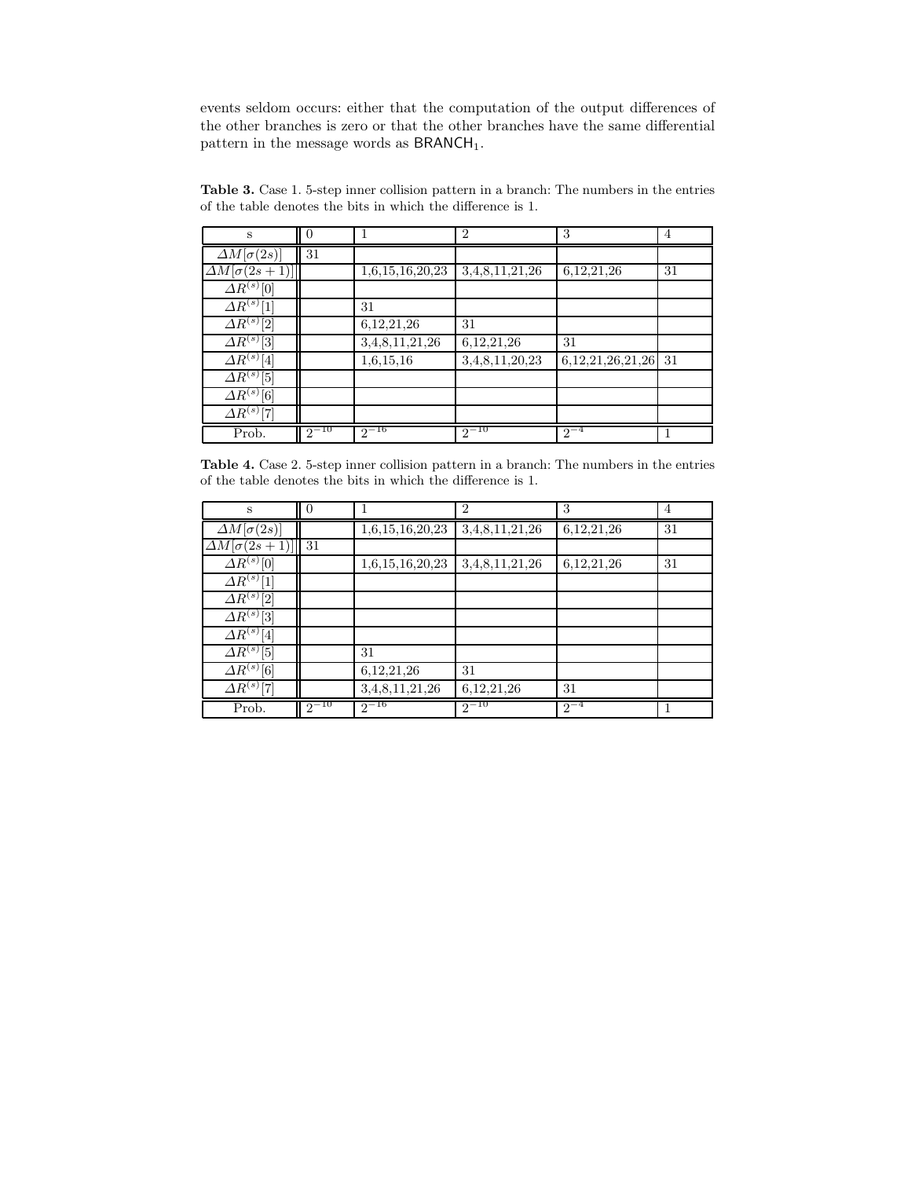events seldom occurs: either that the computation of the output differences of the other branches is zero or that the other branches have the same differential pattern in the message words as $\mathsf{BRANCH}_1$.

**Table 3.** Case 1. 5-step inner collision pattern in a branch: The numbers in the entries of the table denotes the bits in which the difference is 1.

| s | 0 | 1 | 2 | 3 | 4 |
|---|---|---|---|---|---|
| $\Delta M[\sigma(2s)]$ | 31 | | | | |
| $\Delta M[\sigma(2s+1)]$ | | 1,6,15,16,20,23 | 3,4,8,11,21,26 | 6,12,21,26 | 31 |
| $\Delta R^{(s)}[0]$ | | | | | |
| $\Delta R^{(s)}[1]$ | | 31 | | | |
| $\Delta R^{(s)}[2]$ | | 6,12,21,26 | 31 | | |
| $\Delta R^{(s)}[3]$ | | 3,4,8,11,21,26 | 6,12,21,26 | 31 | |
| $\Delta R^{(s)}[4]$ | | 1,6,15,16 | 3,4,8,11,20,23 | 6,12,21,26,21,26 | 31 |
| $\Delta R^{(s)}[5]$ | | | | | |
| $\Delta R^{(s)}[6]$ | | | | | |
| $\Delta R^{(s)}[7]$ | | | | | |
| Prob. | $2^{-10}$ | $2^{-16}$ | $2^{-10}$ | $2^{-4}$ | 1 |

**Table 4.** Case 2. 5-step inner collision pattern in a branch: The numbers in the entries of the table denotes the bits in which the difference is 1.

| s | 0 | 1 | 2 | 3 | 4 |
|---|---|---|---|---|---|
| $\Delta M[\sigma(2s)]$ | | 1,6,15,16,20,23 | 3,4,8,11,21,26 | 6,12,21,26 | 31 |
| $\Delta M[\sigma(2s+1)]$ | 31 | | | | |
| $\Delta R^{(s)}[0]$ | | 1,6,15,16,20,23 | 3,4,8,11,21,26 | 6,12,21,26 | 31 |
| $\Delta R^{(s)}[1]$ | | | | | |
| $\Delta R^{(s)}[2]$ | | | | | |
| $\Delta R^{(s)}[3]$ | | | | | |
| $\Delta R^{(s)}[4]$ | | | | | |
| $\Delta R^{(s)}[5]$ | | 31 | | | |
| $\Delta R^{(s)}[6]$ | | 6,12,21,26 | 31 | | |
| $\Delta R^{(s)}[7]$ | | 3,4,8,11,21,26 | 6,12,21,26 | 31 | |
| Prob. | $2^{-10}$ | $2^{-16}$ | $2^{-10}$ | $2^{-4}$ | 1 |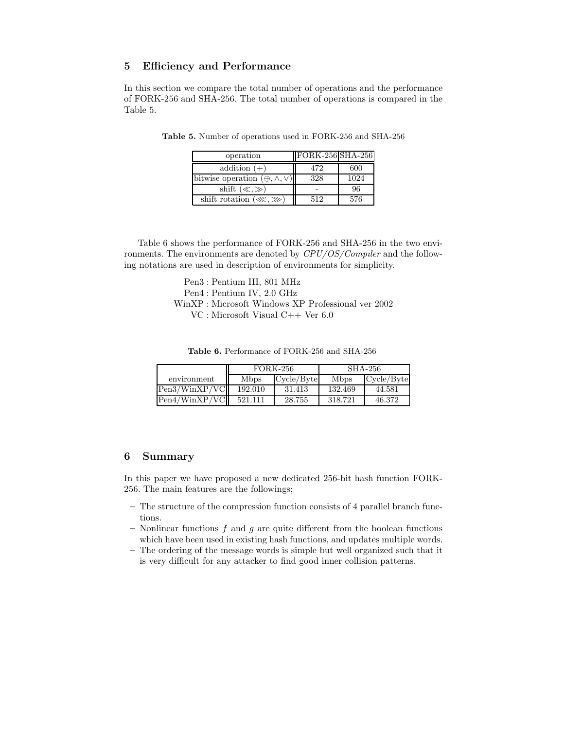## 5 Efficiency and Performance

In this section we compare the total number of operations and the performance of FORK-256 and SHA-256. The total number of operations is compared in the Table 5.

**Table 5.** Number of operations used in FORK-256 and SHA-256

| operation | FORK-256 | SHA-256 |
|---|---|---|
| addition ($+$) | 472 | 600 |
| bitwise operation ($\oplus, \wedge, \vee$) | 328 | 1024 |
| shift ($\ll, \gg$) | - | 96 |
| shift rotation ($\lll, \ggg$) | 512 | 576 |

Table 6 shows the performance of FORK-256 and SHA-256 in the two environments. The environments are denoted by *CPU/OS/Compiler* and the following notations are used in description of environments for simplicity.

Pen3 : Pentium III, 801 MHz
Pen4 : Pentium IV, 2.0 GHz
WinXP : Microsoft Windows XP Professional ver 2002
VC : Microsoft Visual C++ Ver 6.0

**Table 6.** Performance of FORK-256 and SHA-256

| | FORK-256 | | SHA-256 | |
|---|---|---|---|---|
| environment | Mbps | Cycle/Byte | Mbps | Cycle/Byte |
| Pen3/WinXP/VC | 192.010 | 31.413 | 132.469 | 44.581 |
| Pen4/WinXP/VC | 521.111 | 28.755 | 318.721 | 46.372 |

## 6 Summary

In this paper we have proposed a new dedicated 256-bit hash function FORK-256. The main features are the followings;

- The structure of the compression function consists of 4 parallel branch functions.
- Nonlinear functions $f$ and $g$ are quite different from the boolean functions which have been used in existing hash functions, and updates multiple words.
- The ordering of the message words is simple but well organized such that it is very difficult for any attacker to find good inner collision patterns.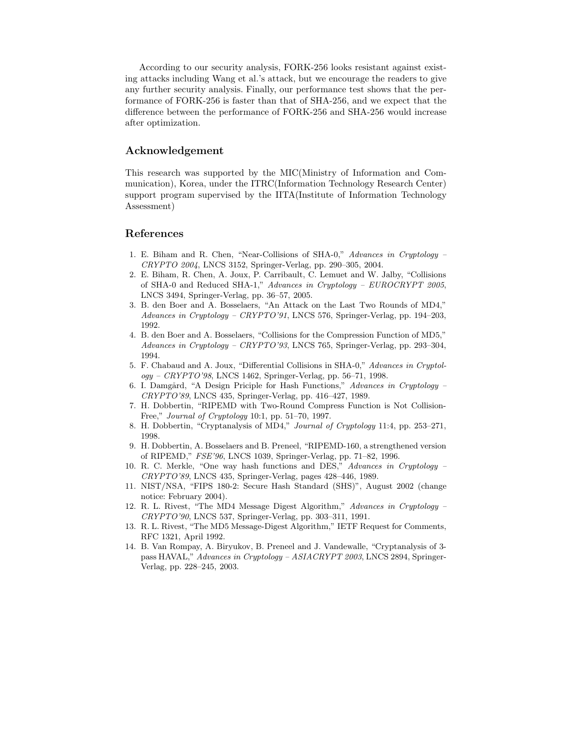According to our security analysis, FORK-256 looks resistant against existing attacks including Wang et al.'s attack, but we encourage the readers to give any further security analysis. Finally, our performance test shows that the performance of FORK-256 is faster than that of SHA-256, and we expect that the difference between the performance of FORK-256 and SHA-256 would increase after optimization.

## Acknowledgement

This research was supported by the MIC(Ministry of Information and Communication), Korea, under the ITRC(Information Technology Research Center) support program supervised by the IITA(Institute of Information Technology Assessment)

## References

1. E. Biham and R. Chen, "Near-Collisions of SHA-0," *Advances in Cryptology – CRYPTO 2004*, LNCS 3152, Springer-Verlag, pp. 290–305, 2004.
2. E. Biham, R. Chen, A. Joux, P. Carribault, C. Lemuet and W. Jalby, "Collisions of SHA-0 and Reduced SHA-1," *Advances in Cryptology – EUROCRYPT 2005*, LNCS 3494, Springer-Verlag, pp. 36–57, 2005.
3. B. den Boer and A. Bosselaers, "An Attack on the Last Two Rounds of MD4," *Advances in Cryptology – CRYPTO'91*, LNCS 576, Springer-Verlag, pp. 194–203, 1992.
4. B. den Boer and A. Bosselaers, "Collisions for the Compression Function of MD5," *Advances in Cryptology – CRYPTO'93*, LNCS 765, Springer-Verlag, pp. 293–304, 1994.
5. F. Chabaud and A. Joux, "Differential Collisions in SHA-0," *Advances in Cryptology – CRYPTO'98*, LNCS 1462, Springer-Verlag, pp. 56–71, 1998.
6. I. Damgård, "A Design Priciple for Hash Functions," *Advances in Cryptology – CRYPTO'89*, LNCS 435, Springer-Verlag, pp. 416–427, 1989.
7. H. Dobbertin, "RIPEMD with Two-Round Compress Function is Not Collision-Free," *Journal of Cryptology* 10:1, pp. 51–70, 1997.
8. H. Dobbertin, "Cryptanalysis of MD4," *Journal of Cryptology* 11:4, pp. 253–271, 1998.
9. H. Dobbertin, A. Bosselaers and B. Preneel, "RIPEMD-160, a strengthened version of RIPEMD," *FSE'96*, LNCS 1039, Springer-Verlag, pp. 71–82, 1996.
10. R. C. Merkle, "One way hash functions and DES," *Advances in Cryptology – CRYPTO'89*, LNCS 435, Springer-Verlag, pages 428–446, 1989.
11. NIST/NSA, "FIPS 180-2: Secure Hash Standard (SHS)", August 2002 (change notice: February 2004).
12. R. L. Rivest, "The MD4 Message Digest Algorithm," *Advances in Cryptology – CRYPTO'90*, LNCS 537, Springer-Verlag, pp. 303–311, 1991.
13. R. L. Rivest, "The MD5 Message-Digest Algorithm," IETF Request for Comments, RFC 1321, April 1992.
14. B. Van Rompay, A. Biryukov, B. Preneel and J. Vandewalle, "Cryptanalysis of 3-pass HAVAL," *Advances in Cryptology – ASIACRYPT 2003*, LNCS 2894, Springer-Verlag, pp. 228–245, 2003.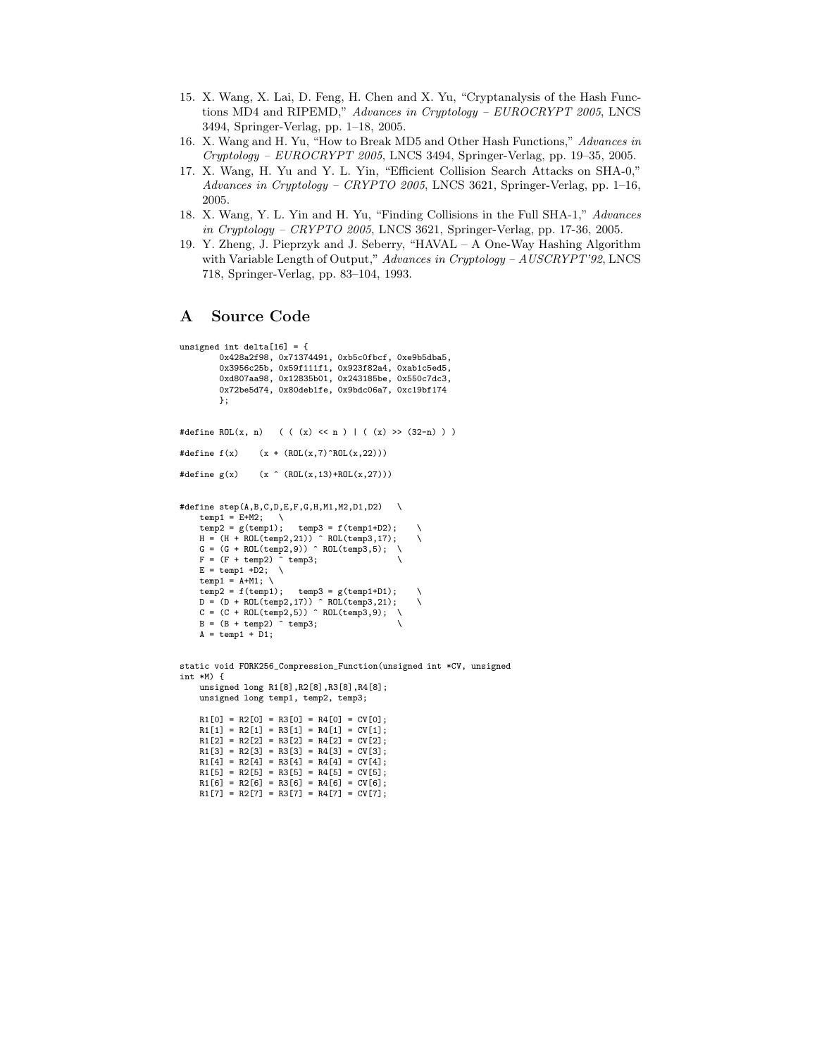15. X. Wang, X. Lai, D. Feng, H. Chen and X. Yu, "Cryptanalysis of the Hash Functions MD4 and RIPEMD," *Advances in Cryptology – EUROCRYPT 2005*, LNCS 3494, Springer-Verlag, pp. 1–18, 2005.
16. X. Wang and H. Yu, "How to Break MD5 and Other Hash Functions," *Advances in Cryptology – EUROCRYPT 2005*, LNCS 3494, Springer-Verlag, pp. 19–35, 2005.
17. X. Wang, H. Yu and Y. L. Yin, "Efficient Collision Search Attacks on SHA-0," *Advances in Cryptology – CRYPTO 2005*, LNCS 3621, Springer-Verlag, pp. 1–16, 2005.
18. X. Wang, Y. L. Yin and H. Yu, "Finding Collisions in the Full SHA-1," *Advances in Cryptology – CRYPTO 2005*, LNCS 3621, Springer-Verlag, pp. 17-36, 2005.
19. Y. Zheng, J. Pieprzyk and J. Seberry, "HAVAL – A One-Way Hashing Algorithm with Variable Length of Output," *Advances in Cryptology – AUSCRYPT'92*, LNCS 718, Springer-Verlag, pp. 83–104, 1993.

# A Source Code

```
unsigned int delta[16] = {
        0x428a2f98, 0x71374491, 0xb5c0fbcf, 0xe9b5dba5,
        0x3956c25b, 0x59f111f1, 0x923f82a4, 0xab1c5ed5,
        0xd807aa98, 0x12835b01, 0x243185be, 0x550c7dc3,
        0x72be5d74, 0x80deb1fe, 0x9bdc06a7, 0xc19bf174
        };


#define ROL(x, n)   ( ( (x) << n ) | ( (x) >> (32-n) ) )

#define f(x)    (x + (ROL(x,7)^ROL(x,22)))

#define g(x)    (x ^ (ROL(x,13)+ROL(x,27)))


#define step(A,B,C,D,E,F,G,H,M1,M2,D1,D2)   \
    temp1 = E+M2;   \
    temp2 = g(temp1);   temp3 = f(temp1+D2);    \
    H = (H + ROL(temp2,21)) ^ ROL(temp3,17);    \
    G = (G + ROL(temp2,9)) ^ ROL(temp3,5);  \
    F = (F + temp2) ^ temp3;                \
    E = temp1 +D2;  \
    temp1 = A+M1; \
    temp2 = f(temp1);   temp3 = g(temp1+D1);    \
    D = (D + ROL(temp2,17)) ^ ROL(temp3,21);    \
    C = (C + ROL(temp2,5)) ^ ROL(temp3,9);  \
    B = (B + temp2) ^ temp3;                \
    A = temp1 + D1;


static void FORK256_Compression_Function(unsigned int *CV, unsigned
int *M) {
    unsigned long R1[8],R2[8],R3[8],R4[8];
    unsigned long temp1, temp2, temp3;

    R1[0] = R2[0] = R3[0] = R4[0] = CV[0];
    R1[1] = R2[1] = R3[1] = R4[1] = CV[1];
    R1[2] = R2[2] = R3[2] = R4[2] = CV[2];
    R1[3] = R2[3] = R3[3] = R4[3] = CV[3];
    R1[4] = R2[4] = R3[4] = R4[4] = CV[4];
    R1[5] = R2[5] = R3[5] = R4[5] = CV[5];
    R1[6] = R2[6] = R3[6] = R4[6] = CV[6];
    R1[7] = R2[7] = R3[7] = R4[7] = CV[7];
```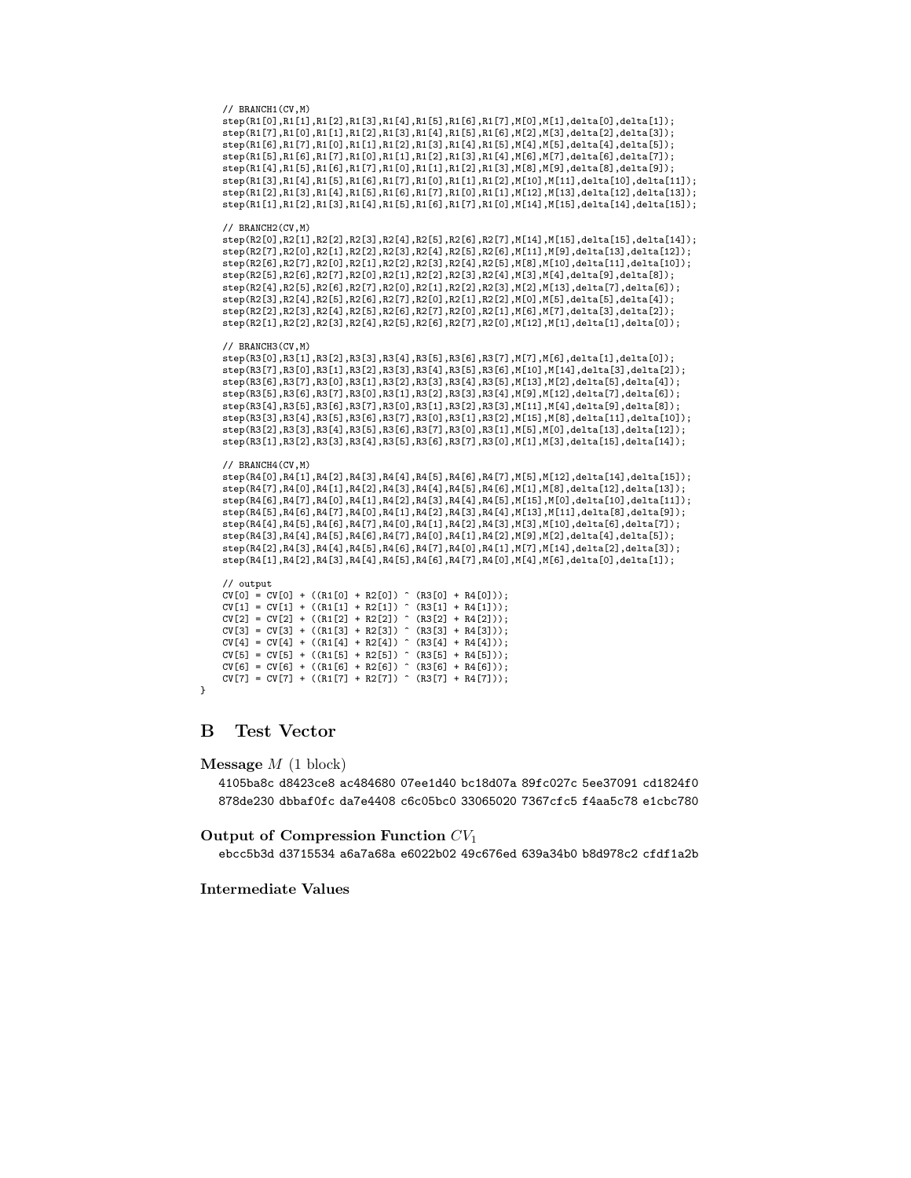```
    // BRANCH1(CV,M)
    step(R1[0],R1[1],R1[2],R1[3],R1[4],R1[5],R1[6],R1[7],M[0],M[1],delta[0],delta[1]);
    step(R1[7],R1[0],R1[1],R1[2],R1[3],R1[4],R1[5],R1[6],M[2],M[3],delta[2],delta[3]);
    step(R1[6],R1[7],R1[0],R1[1],R1[2],R1[3],R1[4],R1[5],M[4],M[5],delta[4],delta[5]);
    step(R1[5],R1[6],R1[7],R1[0],R1[1],R1[2],R1[3],R1[4],M[6],M[7],delta[6],delta[7]);
    step(R1[4],R1[5],R1[6],R1[7],R1[0],R1[1],R1[2],R1[3],M[8],M[9],delta[8],delta[9]);
    step(R1[3],R1[4],R1[5],R1[6],R1[7],R1[0],R1[1],R1[2],M[10],M[11],delta[10],delta[11]);
    step(R1[2],R1[3],R1[4],R1[5],R1[6],R1[7],R1[0],R1[1],M[12],M[13],delta[12],delta[13]);
    step(R1[1],R1[2],R1[3],R1[4],R1[5],R1[6],R1[7],R1[0],M[14],M[15],delta[14],delta[15]);

    // BRANCH2(CV,M)
    step(R2[0],R2[1],R2[2],R2[3],R2[4],R2[5],R2[6],R2[7],M[14],M[15],delta[15],delta[14]);
    step(R2[7],R2[0],R2[1],R2[2],R2[3],R2[4],R2[5],R2[6],M[11],M[9],delta[13],delta[12]);
    step(R2[6],R2[7],R2[0],R2[1],R2[2],R2[3],R2[4],R2[5],M[8],M[10],delta[11],delta[10]);
    step(R2[5],R2[6],R2[7],R2[0],R2[1],R2[2],R2[3],R2[4],M[3],M[4],delta[9],delta[8]);
    step(R2[4],R2[5],R2[6],R2[7],R2[0],R2[1],R2[2],R2[3],M[2],M[13],delta[7],delta[6]);
    step(R2[3],R2[4],R2[5],R2[6],R2[7],R2[0],R2[1],R2[2],M[0],M[5],delta[5],delta[4]);
    step(R2[2],R2[3],R2[4],R2[5],R2[6],R2[7],R2[0],R2[1],M[6],M[7],delta[3],delta[2]);
    step(R2[1],R2[2],R2[3],R2[4],R2[5],R2[6],R2[7],R2[0],M[12],M[1],delta[1],delta[0]);

    // BRANCH3(CV,M)
    step(R3[0],R3[1],R3[2],R3[3],R3[4],R3[5],R3[6],R3[7],M[7],M[6],delta[1],delta[0]);
    step(R3[7],R3[0],R3[1],R3[2],R3[3],R3[4],R3[5],R3[6],M[10],M[14],delta[3],delta[2]);
    step(R3[6],R3[7],R3[0],R3[1],R3[2],R3[3],R3[4],R3[5],M[13],M[2],delta[5],delta[4]);
    step(R3[5],R3[6],R3[7],R3[0],R3[1],R3[2],R3[3],R3[4],M[9],M[12],delta[7],delta[6]);
    step(R3[4],R3[5],R3[6],R3[7],R3[0],R3[1],R3[2],R3[3],M[11],M[4],delta[9],delta[8]);
    step(R3[3],R3[4],R3[5],R3[6],R3[7],R3[0],R3[1],R3[2],M[15],M[8],delta[11],delta[10]);
    step(R3[2],R3[3],R3[4],R3[5],R3[6],R3[7],R3[0],R3[1],M[5],M[0],delta[13],delta[12]);
    step(R3[1],R3[2],R3[3],R3[4],R3[5],R3[6],R3[7],R3[0],M[1],M[3],delta[15],delta[14]);

    // BRANCH4(CV,M)
    step(R4[0],R4[1],R4[2],R4[3],R4[4],R4[5],R4[6],R4[7],M[5],M[12],delta[14],delta[15]);
    step(R4[7],R4[0],R4[1],R4[2],R4[3],R4[4],R4[5],R4[6],M[1],M[8],delta[12],delta[13]);
    step(R4[6],R4[7],R4[0],R4[1],R4[2],R4[3],R4[4],R4[5],M[15],M[0],delta[10],delta[11]);
    step(R4[5],R4[6],R4[7],R4[0],R4[1],R4[2],R4[3],R4[4],M[13],M[11],delta[8],delta[9]);
    step(R4[4],R4[5],R4[6],R4[7],R4[0],R4[1],R4[2],R4[3],M[3],M[10],delta[6],delta[7]);
    step(R4[3],R4[4],R4[5],R4[6],R4[7],R4[0],R4[1],R4[2],M[9],M[2],delta[4],delta[5]);
    step(R4[2],R4[3],R4[4],R4[5],R4[6],R4[7],R4[0],R4[1],M[7],M[14],delta[2],delta[3]);
    step(R4[1],R4[2],R4[3],R4[4],R4[5],R4[6],R4[7],R4[0],M[4],M[6],delta[0],delta[1]);

    // output
    CV[0] = CV[0] + ((R1[0] + R2[0]) ^ (R3[0] + R4[0]));
    CV[1] = CV[1] + ((R1[1] + R2[1]) ^ (R3[1] + R4[1]));
    CV[2] = CV[2] + ((R1[2] + R2[2]) ^ (R3[2] + R4[2]));
    CV[3] = CV[3] + ((R1[3] + R2[3]) ^ (R3[3] + R4[3]));
    CV[4] = CV[4] + ((R1[4] + R2[4]) ^ (R3[4] + R4[4]));
    CV[5] = CV[5] + ((R1[5] + R2[5]) ^ (R3[5] + R4[5]));
    CV[6] = CV[6] + ((R1[6] + R2[6]) ^ (R3[6] + R4[6]));
    CV[7] = CV[7] + ((R1[7] + R2[7]) ^ (R3[7] + R4[7]));
}
```

## B Test Vector

**Message** $M$ **(1 block)**

```
4105ba8c d8423ce8 ac484680 07ee1d40 bc18d07a 89fc027c 5ee37091 cd1824f0
878de230 dbbaf0fc da7e4408 c6c05bc0 33065020 7367cfc5 f4aa5c78 e1cbc780
```

**Output of Compression Function** $CV_1$

```
ebcc5b3d d3715534 a6a7a68a e6022b02 49c676ed 639a34b0 b8d978c2 cfdf1a2b
```

**Intermediate Values**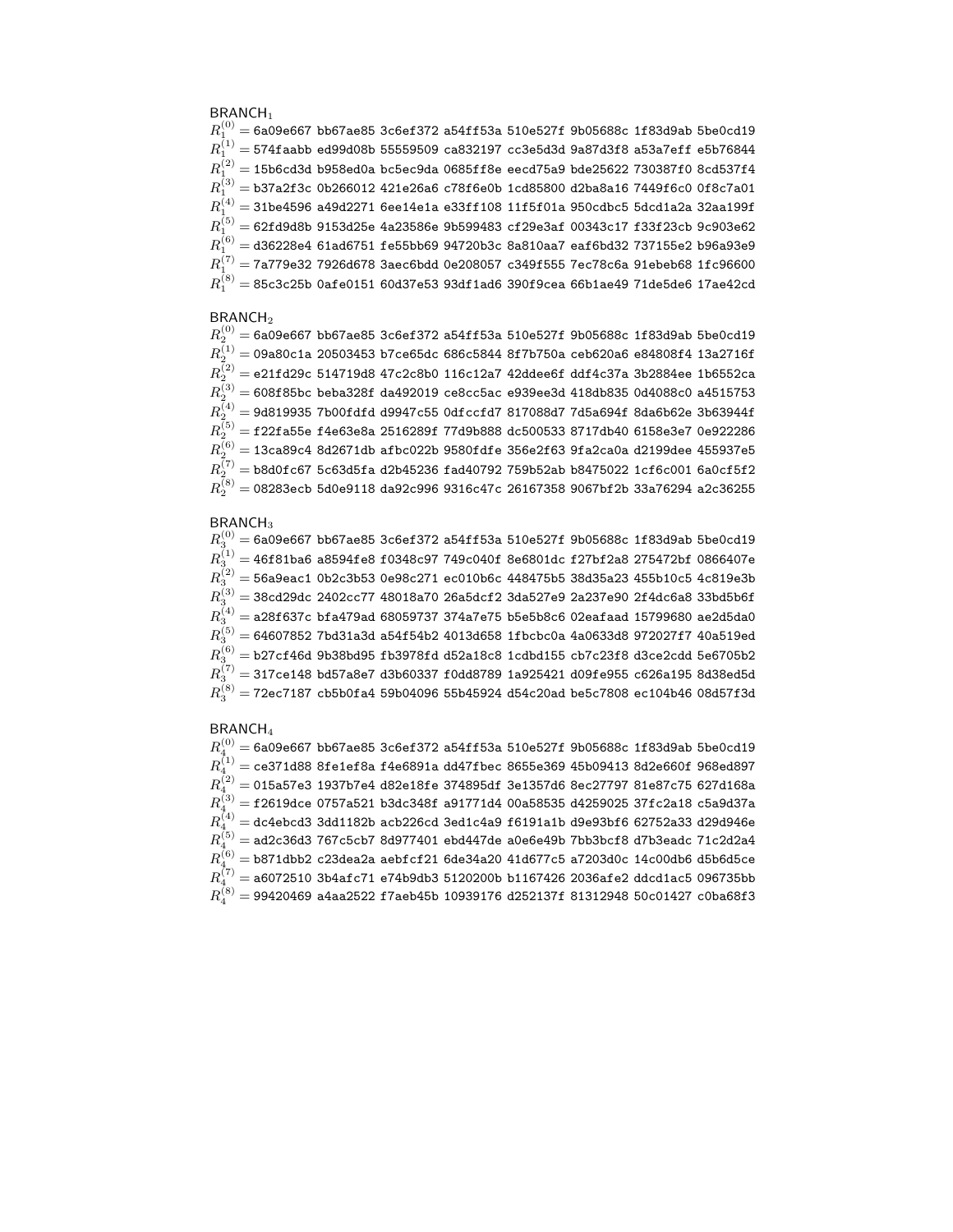BRANCH$_1$

$R_1^{(0)} =$ 6a09e667 bb67ae85 3c6ef372 a54ff53a 510e527f 9b05688c 1f83d9ab 5be0cd19
$R_1^{(1)} =$ 574faabb ed99d08b 55559509 ca832197 cc3e5d3d 9a87d3f8 a53a7eff e5b76844
$R_1^{(2)} =$ 15b6cd3d b958ed0a bc5ec9da 0685ff8e eecd75a9 bde25622 730387f0 8cd537f4
$R_1^{(3)} =$ b37a2f3c 0b266012 421e26a6 c78f6e0b 1cd85800 d2ba8a16 7449f6c0 0f8c7a01
$R_1^{(4)} =$ 31be4596 a49d2271 6ee14e1a e33ff108 11f5f01a 950cdbc5 5dcd1a2a 32aa199f
$R_1^{(5)} =$ 62fd9d8b 9153d25e 4a23586e 9b599483 cf29e3af 00343c17 f33f23cb 9c903e62
$R_1^{(6)} =$ d36228e4 61ad6751 fe55bb69 94720b3c 8a810aa7 eaf6bd32 737155e2 b96a93e9
$R_1^{(7)} =$ 7a779e32 7926d678 3aec6bdd 0e208057 c349f555 7ec78c6a 91ebeb68 1fc96600
$R_1^{(8)} =$ 85c3c25b 0afe0151 60d37e53 93df1ad6 390f9cea 66b1ae49 71de5de6 17ae42cd

BRANCH$_2$

$R_2^{(0)} =$ 6a09e667 bb67ae85 3c6ef372 a54ff53a 510e527f 9b05688c 1f83d9ab 5be0cd19
$R_2^{(1)} =$ 09a80c1a 20503453 b7ce65dc 686c5844 8f7b750a ceb620a6 e84808f4 13a2716f
$R_2^{(2)} =$ e21fd29c 514719d8 47c2c8b0 116c12a7 42ddee6f ddf4c37a 3b2884ee 1b6552ca
$R_2^{(3)} =$ 608f85bc beba328f da492019 ce8cc5ac e939ee3d 418db835 0d4088c0 a4515753
$R_2^{(4)} =$ 9d819935 7b00fdfd d9947c55 0dfccfd7 817088d7 7d5a694f 8da6b62e 3b63944f
$R_2^{(5)} =$ f22fa55e f4e63e8a 2516289f 77d9b888 dc500533 8717db40 6158e3e7 0e922286
$R_2^{(6)} =$ 13ca89c4 8d2671db afbc022b 9580fdfe 356e2f63 9fa2ca0a d2199dee 455937e5
$R_2^{(7)} =$ b8d0fc67 5c63d5fa d2b45236 fad40792 759b52ab b8475022 1cf6c001 6a0cf5f2
$R_2^{(8)} =$ 08283ecb 5d0e9118 da92c996 9316c47c 26167358 9067bf2b 33a76294 a2c36255

BRANCH$_3$

$R_3^{(0)} =$ 6a09e667 bb67ae85 3c6ef372 a54ff53a 510e527f 9b05688c 1f83d9ab 5be0cd19
$R_3^{(1)} =$ 46f81ba6 a8594fe8 f0348c97 749c040f 8e6801dc f27bf2a8 275472bf 0866407e
$R_3^{(2)} =$ 56a9eac1 0b2c3b53 0e98c271 ec010b6c 448475b5 38d35a23 455b10c5 4c819e3b
$R_3^{(3)} =$ 38cd29dc 2402cc77 48018a70 26a5dcf2 3da527e9 2a237e90 2f4dc6a8 33bd5b6f
$R_3^{(4)} =$ a28f637c bfa479ad 68059737 374a7e75 b5e5b8c6 02eafaad 15799680 ae2d5da0
$R_3^{(5)} =$ 64607852 7bd31a3d a54f54b2 4013d658 1fbcbc0a 4a0633d8 972027f7 40a519ed
$R_3^{(6)} =$ b27cf46d 9b38bd95 fb3978fd d52a18c8 1cdbd155 cb7c23f8 d3ce2cdd 5e6705b2
$R_3^{(7)} =$ 317ce148 bd57a8e7 d3b60337 f0dd8789 1a925421 d09fe955 c626a195 8d38ed5d
$R_3^{(8)} =$ 72ec7187 cb5b0fa4 59b04096 55b45924 d54c20ad be5c7808 ec104b46 08d57f3d

BRANCH$_4$

$R_4^{(0)} =$ 6a09e667 bb67ae85 3c6ef372 a54ff53a 510e527f 9b05688c 1f83d9ab 5be0cd19
$R_4^{(1)} =$ ce371d88 8fe1ef8a f4e6891a dd47fbec 8655e369 45b09413 8d2e660f 968ed897
$R_4^{(2)} =$ 015a57e3 1937b7e4 d82e18fe 374895df 3e1357d6 8ec27797 81e87c75 627d168a
$R_4^{(3)} =$ f2619dce 0757a521 b3dc348f a91771d4 00a58535 d4259025 37fc2a18 c5a9d37a
$R_4^{(4)} =$ dc4ebcd3 3dd1182b acb226cd 3ed1ce4a9 f6191a1b d9e93bf6 62752a33 d29d946e
$R_4^{(5)} =$ ad2c36d3 767c5cb7 8d977401 ebd447de a0e6e49b 7bb3bcf8 d7b3eadc 71c2d2a4
$R_4^{(6)} =$ b871dbb2 c23dea2a aebfcf21 6de34a20 41d677c5 a7203d0c 14c00db6 d5b6d5ce
$R_4^{(7)} =$ a6072510 3b4afc71 e74b9db3 5120200b b1167426 2036afe2 ddcd1ac5 096735bb
$R_4^{(8)} =$ 99420469 a4aa2522 f7aeb45b 10939176 d252137f 81312948 50c01427 c0ba68f3